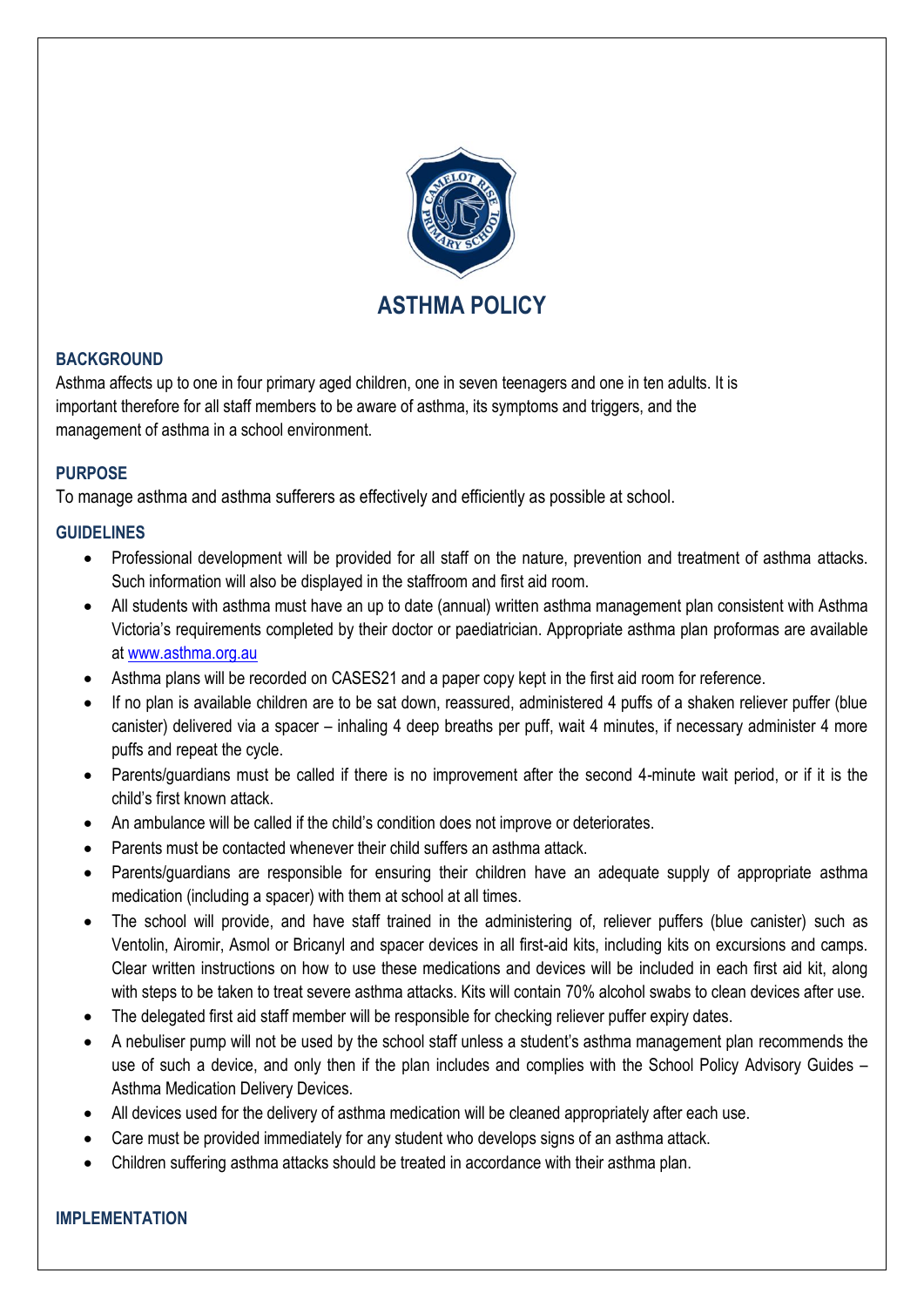# ASTHMA POLICY

## BACKGROUND

Asthma affects up to one in four primary aged children, one in seven teenagers and one in ten adults. It is important therefore for all staff members to be aware of asthma, its symptoms and triggers, and the management of asthma in a school environment.

## PURPOSE

To manage asthma and asthma sufferers as effectively and efficiently as possible at school.

## GUIDELINES

- Professional development will be provided for all staff on the nature, prevention and treatment of asthma attacks. Such information will also be displayed in the staffroom and first aid room.
- All students with asthma must have an up to date (annual) written asthma management plan consistent with Asthma Victoria's requirements completed by their doctor or paediatrician. Appropriate asthma plan proformas are available at www.asthma.org.au
- Asthma plans will be recorded on CASES21 and a paper copy kept in the first aid room for reference.
- If no plan is available children are to be sat down, reassured, administered 4 puffs of a shaken reliever puffer (blue canister) delivered via a spacer – inhaling 4 deep breaths per puff, wait 4 minutes, if necessary administer 4 more puffs and repeat the cycle.
- Parents/guardians must be called if there is no improvement after the second 4-minute wait period, or if it is the child's first known attack.
- An ambulance will be called if the child's condition does not improve or deteriorates.
- Parents must be contacted whenever their child suffers an asthma attack.
- Parents/guardians are responsible for ensuring their children have an adequate supply of appropriate asthma medication (including a spacer) with them at school at all times.
- The school will provide, and have staff trained in the administering of, reliever puffers (blue canister) such as Ventolin, Airomir, Asmol or Bricanyl and spacer devices in all first-aid kits, including kits on excursions and camps. Clear written instructions on how to use these medications and devices will be included in each first aid kit, along with steps to be taken to treat severe asthma attacks. Kits will contain 70% alcohol swabs to clean devices after use.
- The delegated first aid staff member will be responsible for checking reliever puffer expiry dates.
- A nebuliser pump will not be used by the school staff unless a student's asthma management plan recommends the use of such a device, and only then if the plan includes and complies with the School Policy Advisory Guides – Asthma Medication Delivery Devices.
- All devices used for the delivery of asthma medication will be cleaned appropriately after each use.
- Care must be provided immediately for any student who develops signs of an asthma attack.
- Children suffering asthma attacks should be treated in accordance with their asthma plan.

## IMPLEMENTATION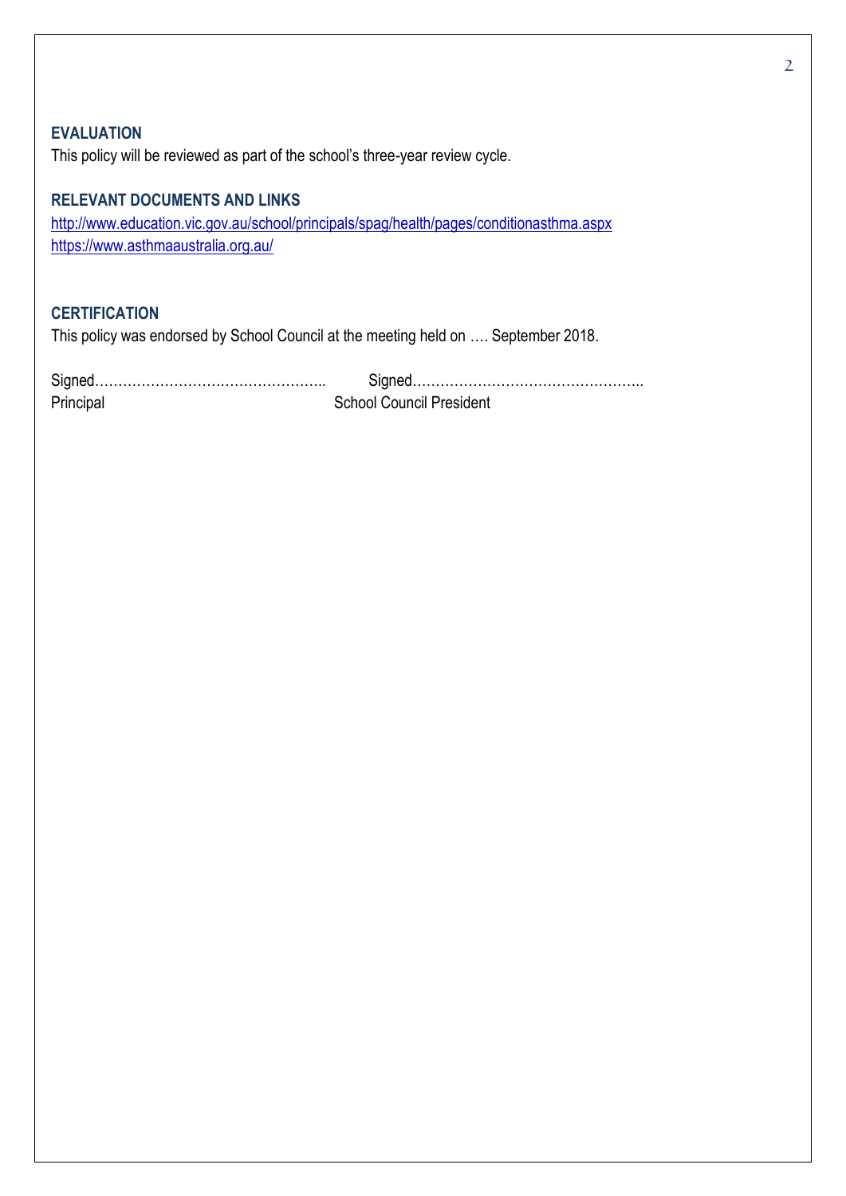## EVALUATION

This policy will be reviewed as part of the school's three-year review cycle.

## RELEVANT DOCUMENTS AND LINKS

http://www.education.vic.gov.au/school/principals/spag/health/pages/conditionasthma.aspx
https://www.asthmaaustralia.org.au/

## CERTIFICATION

This policy was endorsed by School Council at the meeting held on …. September 2018.

Signed………………………………………….. Signed…………………………………………..
Principal School Council President